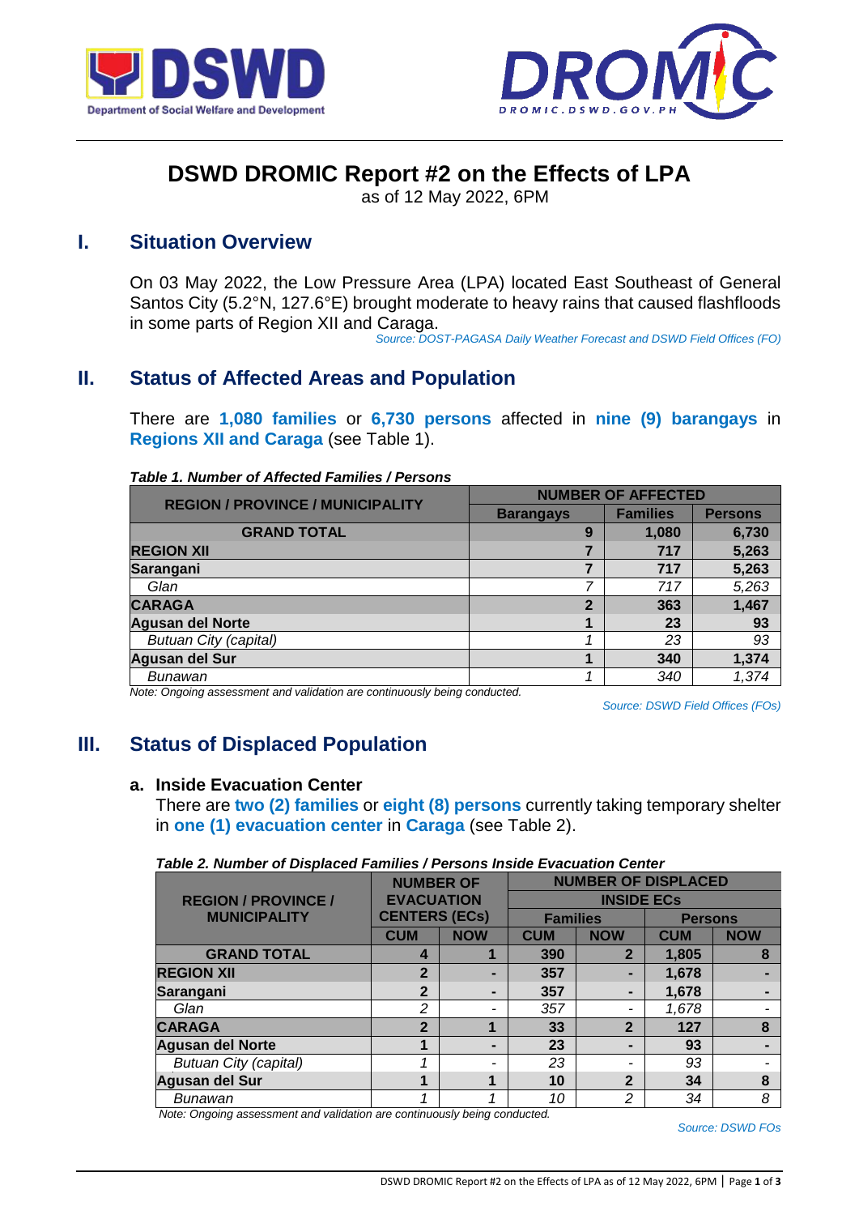# DSWD DROMIC Report #2 on the Effects of LPA

as of 12 May 2022, 6PM

## I. Situation Overview

On 03 May 2022, the Low Pressure Area (LPA) located East Southeast of General Santos City (5.2°N, 127.6°E) brought moderate to heavy rains that caused flashfloods in some parts of Region XII and Caraga.

*Source: DOST-PAGASA Daily Weather Forecast and DSWD Field Offices (FO)*

## II. Status of Affected Areas and Population

There are **1,080 families** or **6,730 persons** affected in **nine (9) barangays** in **Regions XII and Caraga** (see Table 1).

***Table 1. Number of Affected Families / Persons***

| REGION / PROVINCE / MUNICIPALITY | NUMBER OF AFFECTED | | |
|---|---|---|---|
| | Barangays | Families | Persons |
| **GRAND TOTAL** | **9** | **1,080** | **6,730** |
| **REGION XII** | **7** | **717** | **5,263** |
| **Sarangani** | **7** | **717** | **5,263** |
| *Glan* | *7* | *717* | *5,263* |
| **CARAGA** | **2** | **363** | **1,467** |
| **Agusan del Norte** | **1** | **23** | **93** |
| *Butuan City (capital)* | *1* | *23* | *93* |
| **Agusan del Sur** | **1** | **340** | **1,374** |
| *Bunawan* | *1* | *340* | *1,374* |

*Note: Ongoing assessment and validation are continuously being conducted.*

*Source: DSWD Field Offices (FOs)*

## III. Status of Displaced Population

### a. Inside Evacuation Center

There are **two (2) families** or **eight (8) persons** currently taking temporary shelter in **one (1) evacuation center** in **Caraga** (see Table 2).

***Table 2. Number of Displaced Families / Persons Inside Evacuation Center***

| REGION / PROVINCE / MUNICIPALITY | NUMBER OF EVACUATION CENTERS (ECs) | | NUMBER OF DISPLACED INSIDE ECs | | | |
|---|---|---|---|---|---|---|
| | | | Families | | Persons | |
| | CUM | NOW | CUM | NOW | CUM | NOW |
| **GRAND TOTAL** | **4** | **1** | **390** | **2** | **1,805** | **8** |
| **REGION XII** | **2** | **-** | **357** | **-** | **1,678** | **-** |
| **Sarangani** | **2** | **-** | **357** | **-** | **1,678** | **-** |
| *Glan* | *2* | - | *357* | - | *1,678* | - |
| **CARAGA** | **2** | **1** | **33** | **2** | **127** | **8** |
| **Agusan del Norte** | **1** | **-** | **23** | **-** | **93** | **-** |
| *Butuan City (capital)* | *1* | - | *23* | - | *93* | - |
| **Agusan del Sur** | **1** | **1** | **10** | **2** | **34** | **8** |
| *Bunawan* | *1* | *1* | *10* | *2* | *34* | *8* |

*Note: Ongoing assessment and validation are continuously being conducted.*

*Source: DSWD FOs*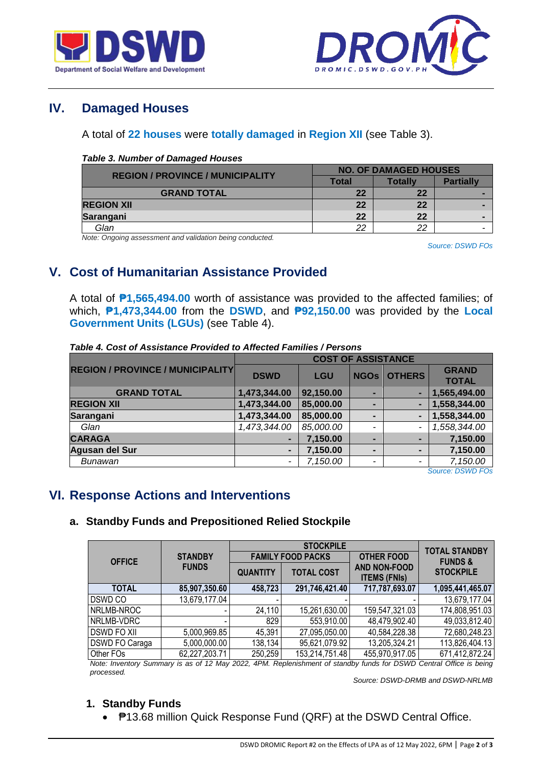## IV. Damaged Houses

A total of **22 houses** were **totally damaged** in **Region XII** (see Table 3).

***Table 3. Number of Damaged Houses***

| REGION / PROVINCE / MUNICIPALITY | NO. OF DAMAGED HOUSES | | |
|---|---|---|---|
| | Total | Totally | Partially |
| **GRAND TOTAL** | **22** | **22** | **-** |
| **REGION XII** | **22** | **22** | **-** |
| **Sarangani** | **22** | **22** | **-** |
| *Glan* | *22* | *22* | - |

*Note: Ongoing assessment and validation being conducted.*

*Source: DSWD FOs*

## V. Cost of Humanitarian Assistance Provided

A total of **₱1,565,494.00** worth of assistance was provided to the affected families; of which, **₱1,473,344.00** from the **DSWD**, and **₱92,150.00** was provided by the **Local Government Units (LGUs)** (see Table 4).

***Table 4. Cost of Assistance Provided to Affected Families / Persons***

| REGION / PROVINCE / MUNICIPALITY | COST OF ASSISTANCE | | | | |
|---|---|---|---|---|---|
| | DSWD | LGU | NGOs | OTHERS | GRAND TOTAL |
| **GRAND TOTAL** | **1,473,344.00** | **92,150.00** | **-** | **-** | **1,565,494.00** |
| **REGION XII** | **1,473,344.00** | **85,000.00** | **-** | **-** | **1,558,344.00** |
| **Sarangani** | **1,473,344.00** | **85,000.00** | **-** | **-** | **1,558,344.00** |
| *Glan* | *1,473,344.00* | *85,000.00* | - | - | *1,558,344.00* |
| **CARAGA** | **-** | **7,150.00** | **-** | **-** | **7,150.00** |
| **Agusan del Sur** | **-** | **7,150.00** | **-** | **-** | **7,150.00** |
| *Bunawan* | - | *7,150.00* | - | - | *7,150.00* |

*Source: DSWD FOs*

## VI. Response Actions and Interventions

### a. Standby Funds and Prepositioned Relied Stockpile

| OFFICE | STANDBY FUNDS | STOCKPILE | | | TOTAL STANDBY FUNDS & STOCKPILE |
|---|---|---|---|---|---|
| | | FAMILY FOOD PACKS | | OTHER FOOD AND NON-FOOD ITEMS (FNIs) | |
| | | QUANTITY | TOTAL COST | | |
| **TOTAL** | **85,907,350.60** | **458,723** | **291,746,421.40** | **717,787,693.07** | **1,095,441,465.07** |
| DSWD CO | 13,679,177.04 | - | - | - | 13,679,177.04 |
| NRLMB-NROC | - | 24,110 | 15,261,630.00 | 159,547,321.03 | 174,808,951.03 |
| NRLMB-VDRC | - | 829 | 553,910.00 | 48,479,902.40 | 49,033,812.40 |
| DSWD FO XII | 5,000,969.85 | 45,391 | 27,095,050.00 | 40,584,228.38 | 72,680,248.23 |
| DSWD FO Caraga | 5,000,000.00 | 138,134 | 95,621,079.92 | 13,205,324.21 | 113,826,404.13 |
| Other FOs | 62,227,203.71 | 250,259 | 153,214,751.48 | 455,970,917.05 | 671,412,872.24 |

*Note: Inventory Summary is as of 12 May 2022, 4PM. Replenishment of standby funds for DSWD Central Office is being processed.*

*Source: DSWD-DRMB and DSWD-NRLMB*

#### 1. Standby Funds

- ₱13.68 million Quick Response Fund (QRF) at the DSWD Central Office.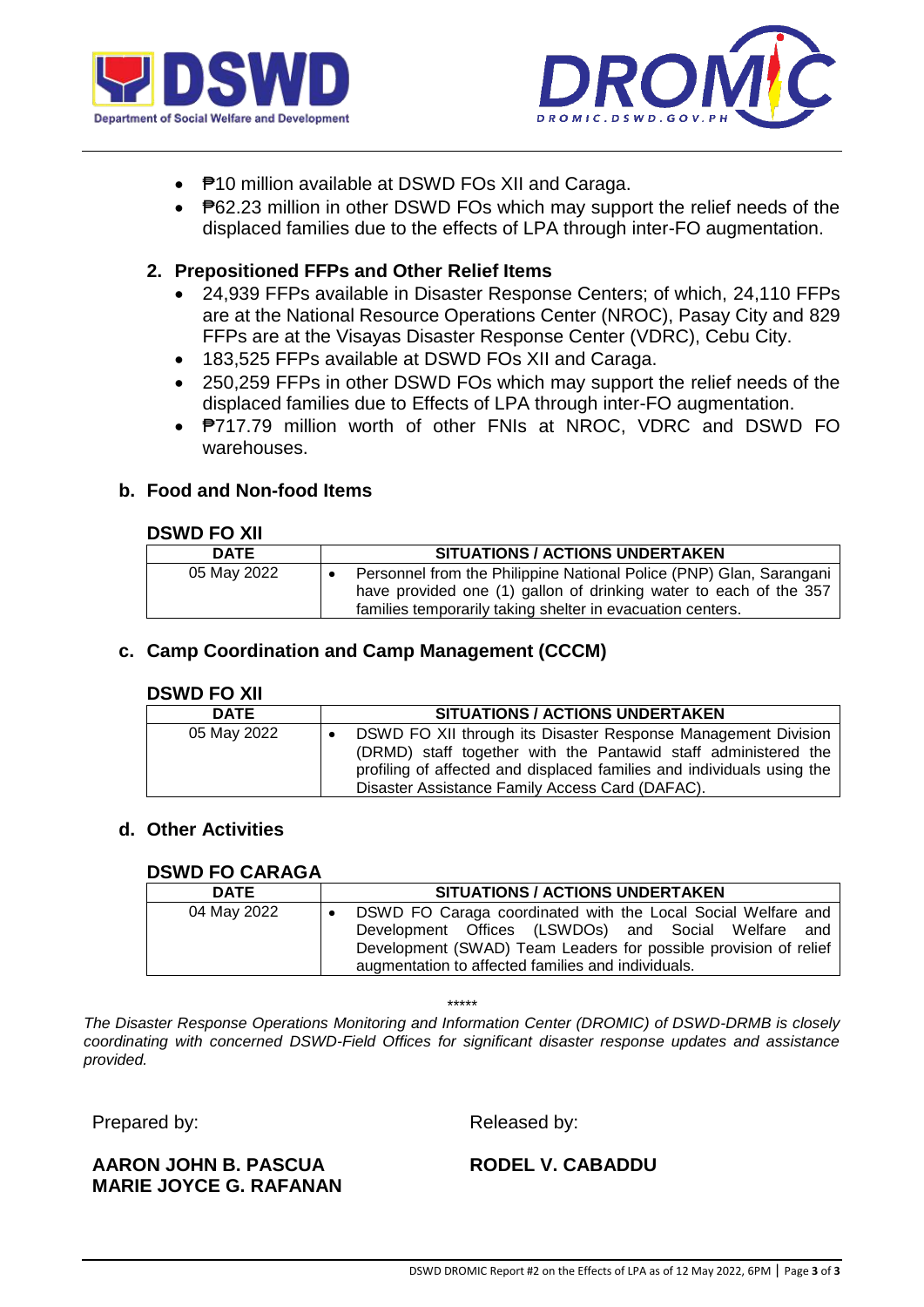- ₱10 million available at DSWD FOs XII and Caraga.
- ₱62.23 million in other DSWD FOs which may support the relief needs of the displaced families due to the effects of LPA through inter-FO augmentation.

**2. Prepositioned FFPs and Other Relief Items**

- 24,939 FFPs available in Disaster Response Centers; of which, 24,110 FFPs are at the National Resource Operations Center (NROC), Pasay City and 829 FFPs are at the Visayas Disaster Response Center (VDRC), Cebu City.
- 183,525 FFPs available at DSWD FOs XII and Caraga.
- 250,259 FFPs in other DSWD FOs which may support the relief needs of the displaced families due to Effects of LPA through inter-FO augmentation.
- ₱717.79 million worth of other FNIs at NROC, VDRC and DSWD FO warehouses.

## b. Food and Non-food Items

**DSWD FO XII**

| DATE | SITUATIONS / ACTIONS UNDERTAKEN |
|---|---|
| 05 May 2022 | • Personnel from the Philippine National Police (PNP) Glan, Sarangani have provided one (1) gallon of drinking water to each of the 357 families temporarily taking shelter in evacuation centers. |

## c. Camp Coordination and Camp Management (CCCM)

**DSWD FO XII**

| DATE | SITUATIONS / ACTIONS UNDERTAKEN |
|---|---|
| 05 May 2022 | • DSWD FO XII through its Disaster Response Management Division (DRMD) staff together with the Pantawid staff administered the profiling of affected and displaced families and individuals using the Disaster Assistance Family Access Card (DAFAC). |

## d. Other Activities

**DSWD FO CARAGA**

| DATE | SITUATIONS / ACTIONS UNDERTAKEN |
|---|---|
| 04 May 2022 | • DSWD FO Caraga coordinated with the Local Social Welfare and Development Offices (LSWDOs) and Social Welfare and Development (SWAD) Team Leaders for possible provision of relief augmentation to affected families and individuals. |

*****

*The Disaster Response Operations Monitoring and Information Center (DROMIC) of DSWD-DRMB is closely coordinating with concerned DSWD-Field Offices for significant disaster response updates and assistance provided.*

Prepared by:

**AARON JOHN B. PASCUA**
**MARIE JOYCE G. RAFANAN**

Released by:

**RODEL V. CABADDU**